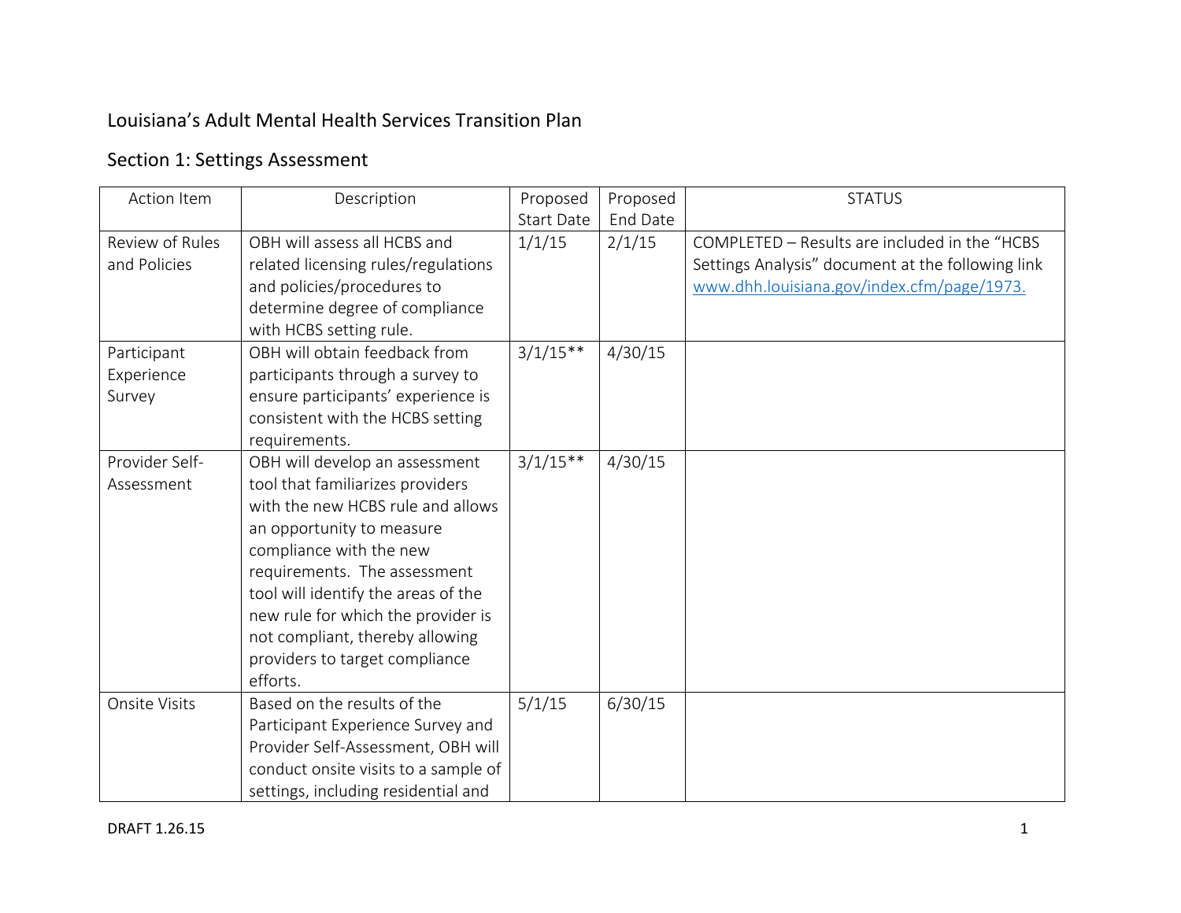# Louisiana's Adult Mental Health Services Transition Plan

## Section 1: Settings Assessment

| Action Item | Description | Proposed Start Date | Proposed End Date | STATUS |
|---|---|---|---|---|
| Review of Rules and Policies | OBH will assess all HCBS and related licensing rules/regulations and policies/procedures to determine degree of compliance with HCBS setting rule. | 1/1/15 | 2/1/15 | COMPLETED – Results are included in the "HCBS Settings Analysis" document at the following link www.dhh.louisiana.gov/index.cfm/page/1973. |
| Participant Experience Survey | OBH will obtain feedback from participants through a survey to ensure participants' experience is consistent with the HCBS setting requirements. | 3/1/15** | 4/30/15 | |
| Provider Self-Assessment | OBH will develop an assessment tool that familiarizes providers with the new HCBS rule and allows an opportunity to measure compliance with the new requirements. The assessment tool will identify the areas of the new rule for which the provider is not compliant, thereby allowing providers to target compliance efforts. | 3/1/15** | 4/30/15 | |
| Onsite Visits | Based on the results of the Participant Experience Survey and Provider Self-Assessment, OBH will conduct onsite visits to a sample of settings, including residential and | 5/1/15 | 6/30/15 | |

DRAFT 1.26.15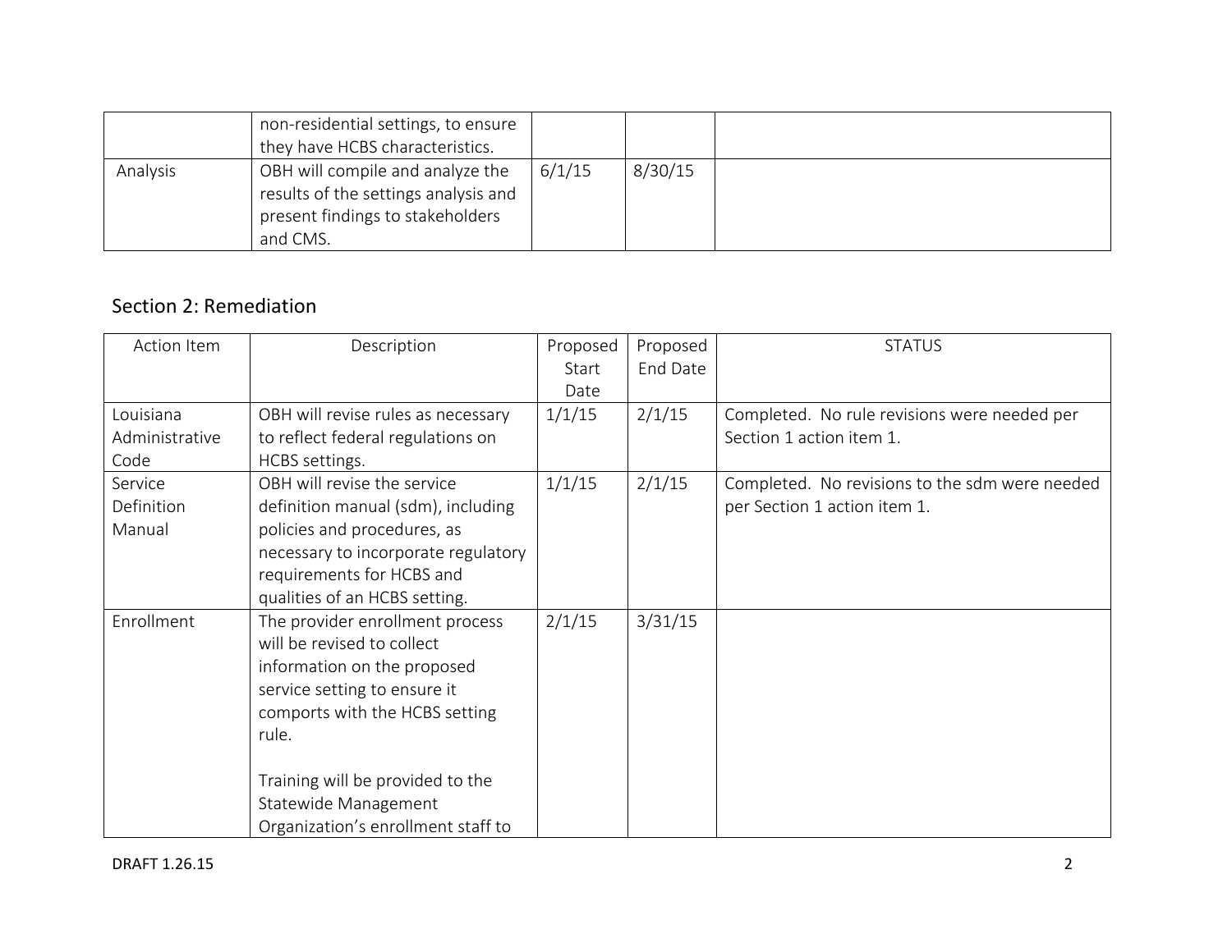| | non-residential settings, to ensure they have HCBS characteristics. | | | |
|---|---|---|---|---|
| Analysis | OBH will compile and analyze the results of the settings analysis and present findings to stakeholders and CMS. | 6/1/15 | 8/30/15 | |

## Section 2: Remediation

| Action Item | Description | Proposed Start Date | Proposed End Date | STATUS |
|---|---|---|---|---|
| Louisiana Administrative Code | OBH will revise rules as necessary to reflect federal regulations on HCBS settings. | 1/1/15 | 2/1/15 | Completed. No rule revisions were needed per Section 1 action item 1. |
| Service Definition Manual | OBH will revise the service definition manual (sdm), including policies and procedures, as necessary to incorporate regulatory requirements for HCBS and qualities of an HCBS setting. | 1/1/15 | 2/1/15 | Completed. No revisions to the sdm were needed per Section 1 action item 1. |
| Enrollment | The provider enrollment process will be revised to collect information on the proposed service setting to ensure it comports with the HCBS setting rule.<br><br>Training will be provided to the Statewide Management Organization's enrollment staff to | 2/1/15 | 3/31/15 | |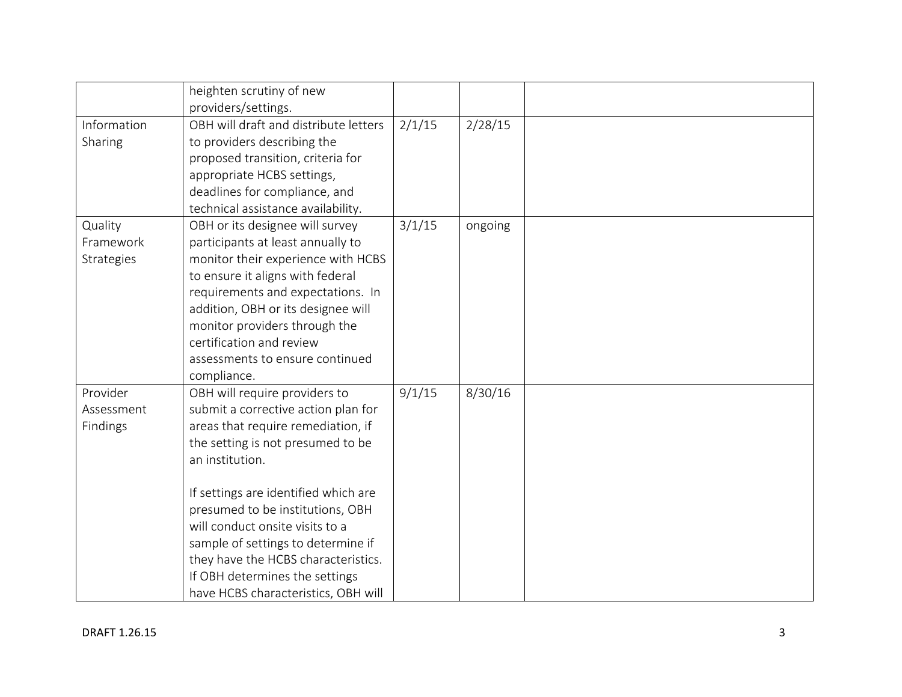| | | | | |
|---|---|---|---|---|
| | heighten scrutiny of new providers/settings. | | | |
| Information Sharing | OBH will draft and distribute letters to providers describing the proposed transition, criteria for appropriate HCBS settings, deadlines for compliance, and technical assistance availability. | 2/1/15 | 2/28/15 | |
| Quality Framework Strategies | OBH or its designee will survey participants at least annually to monitor their experience with HCBS to ensure it aligns with federal requirements and expectations. In addition, OBH or its designee will monitor providers through the certification and review assessments to ensure continued compliance. | 3/1/15 | ongoing | |
| Provider Assessment Findings | OBH will require providers to submit a corrective action plan for areas that require remediation, if the setting is not presumed to be an institution.<br><br>If settings are identified which are presumed to be institutions, OBH will conduct onsite visits to a sample of settings to determine if they have the HCBS characteristics. If OBH determines the settings have HCBS characteristics, OBH will | 9/1/15 | 8/30/16 | |

DRAFT 1.26.15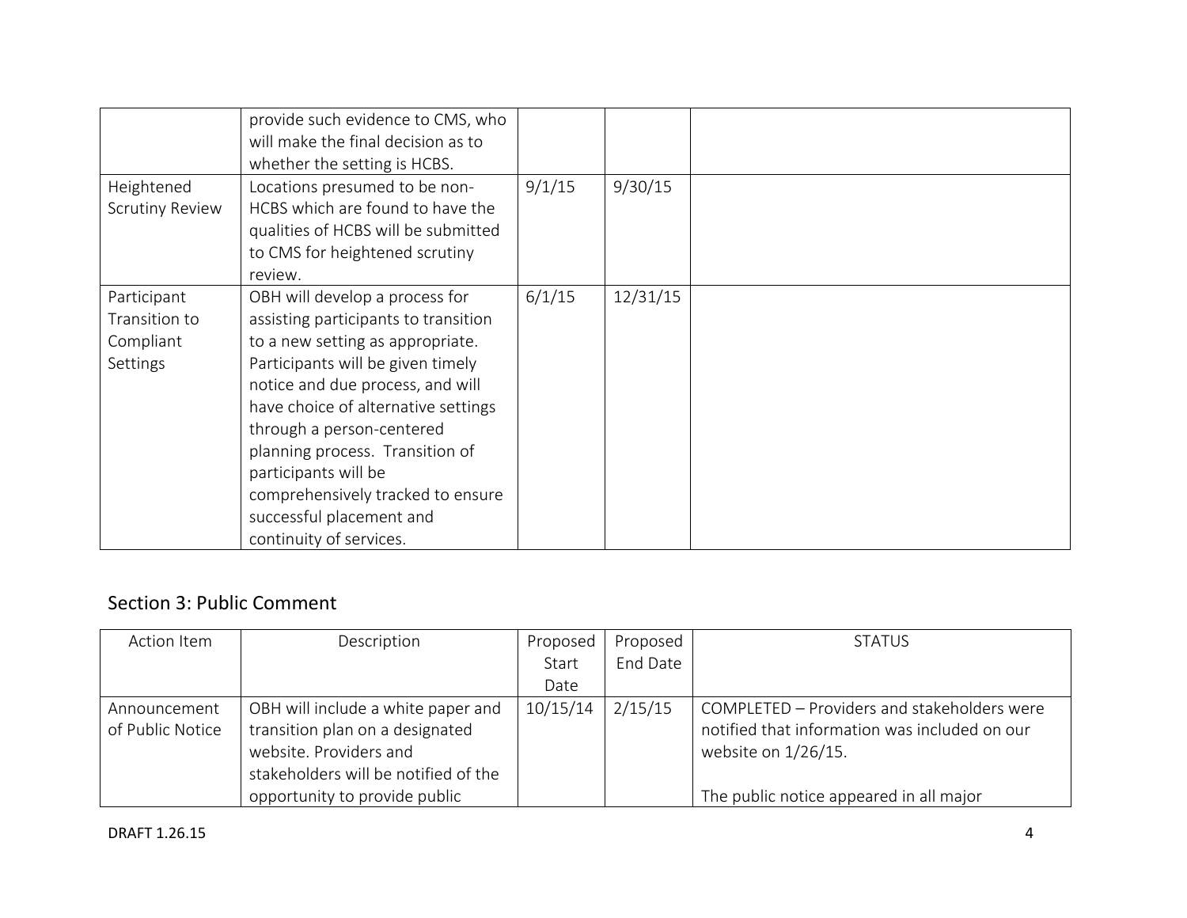| | | | | |
|---|---|---|---|---|
| | provide such evidence to CMS, who will make the final decision as to whether the setting is HCBS. | | | |
| Heightened Scrutiny Review | Locations presumed to be non-HCBS which are found to have the qualities of HCBS will be submitted to CMS for heightened scrutiny review. | 9/1/15 | 9/30/15 | |
| Participant Transition to Compliant Settings | OBH will develop a process for assisting participants to transition to a new setting as appropriate. Participants will be given timely notice and due process, and will have choice of alternative settings through a person-centered planning process. Transition of participants will be comprehensively tracked to ensure successful placement and continuity of services. | 6/1/15 | 12/31/15 | |

## Section 3: Public Comment

| Action Item | Description | Proposed Start Date | Proposed End Date | STATUS |
|---|---|---|---|---|
| Announcement of Public Notice | OBH will include a white paper and transition plan on a designated website. Providers and stakeholders will be notified of the opportunity to provide public | 10/15/14 | 2/15/15 | COMPLETED – Providers and stakeholders were notified that information was included on our website on 1/26/15.<br><br>The public notice appeared in all major |

DRAFT 1.26.15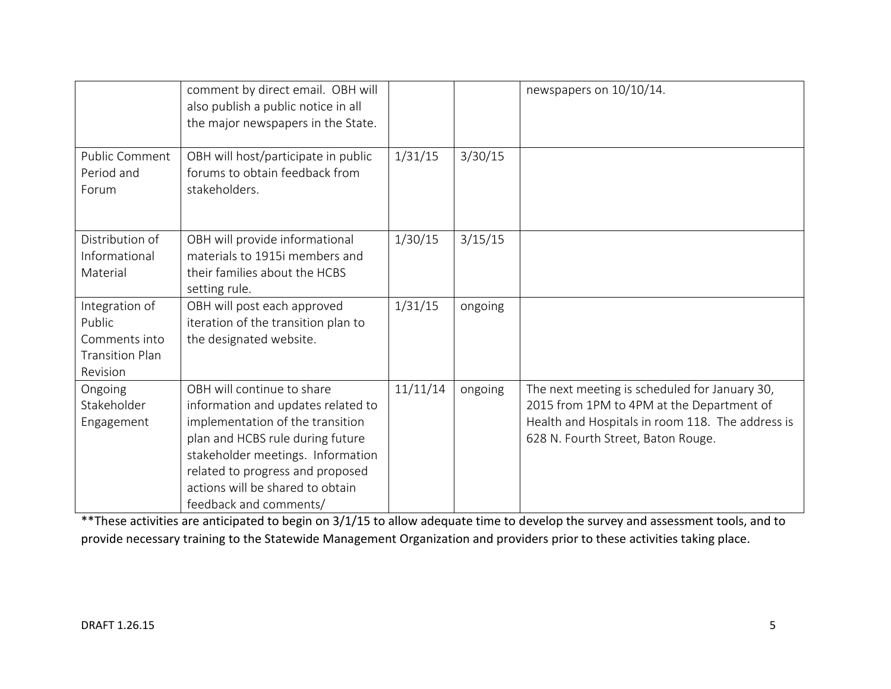| | | | | |
|---|---|---|---|---|
| | comment by direct email. OBH will also publish a public notice in all the major newspapers in the State. | | | newspapers on 10/10/14. |
| Public Comment Period and Forum | OBH will host/participate in public forums to obtain feedback from stakeholders. | 1/31/15 | 3/30/15 | |
| Distribution of Informational Material | OBH will provide informational materials to 1915i members and their families about the HCBS setting rule. | 1/30/15 | 3/15/15 | |
| Integration of Public Comments into Transition Plan Revision | OBH will post each approved iteration of the transition plan to the designated website. | 1/31/15 | ongoing | |
| Ongoing Stakeholder Engagement | OBH will continue to share information and updates related to implementation of the transition plan and HCBS rule during future stakeholder meetings. Information related to progress and proposed actions will be shared to obtain feedback and comments/ | 11/11/14 | ongoing | The next meeting is scheduled for January 30, 2015 from 1PM to 4PM at the Department of Health and Hospitals in room 118. The address is 628 N. Fourth Street, Baton Rouge. |

**These activities are anticipated to begin on 3/1/15 to allow adequate time to develop the survey and assessment tools, and to provide necessary training to the Statewide Management Organization and providers prior to these activities taking place.

DRAFT 1.26.15